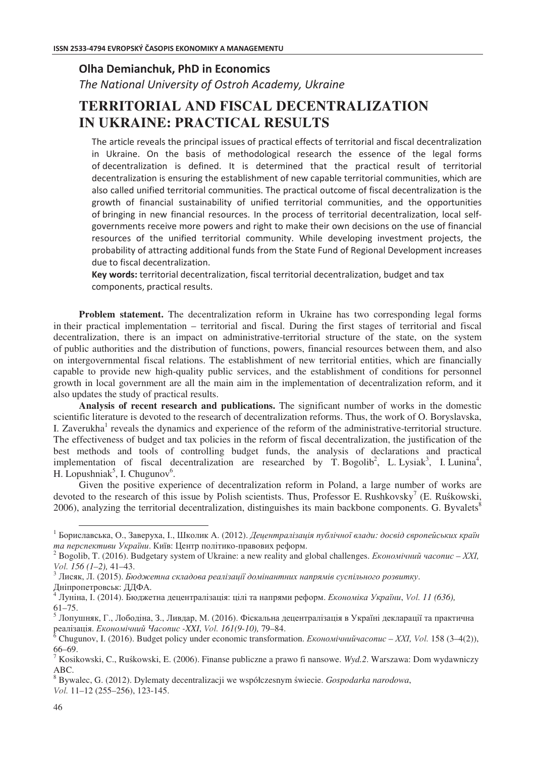**Olha Demianchuk, PhD in Economics**

*The National University of Ostroh Academy, Ukraine*

# TERRITORIAL AND FISCAL DECENTRALIZATION IN UKRAINE: PRACTICAL RESULTS

The article reveals the principal issues of practical effects of territorial and fiscal decentralization in Ukraine. On the basis of methodological research the essence of the legal forms of decentralization is defined. It is determined that the practical result of territorial decentralization is ensuring the establishment of new capable territorial communities, which are also called unified territorial communities. The practical outcome of fiscal decentralization is the growth of financial sustainability of unified territorial communities, and the opportunities of bringing in new financial resources. In the process of territorial decentralization, local self-governments receive more powers and right to make their own decisions on the use of financial resources of the unified territorial community. While developing investment projects, the probability of attracting additional funds from the State Fund of Regional Development increases due to fiscal decentralization.

**Key words:** territorial decentralization, fiscal territorial decentralization, budget and tax components, practical results.

**Problem statement.** The decentralization reform in Ukraine has two corresponding legal forms in their practical implementation – territorial and fiscal. During the first stages of territorial and fiscal decentralization, there is an impact on administrative-territorial structure of the state, on the system of public authorities and the distribution of functions, powers, financial resources between them, and also on intergovernmental fiscal relations. The establishment of new territorial entities, which are financially capable to provide new high-quality public services, and the establishment of conditions for personnel growth in local government are all the main aim in the implementation of decentralization reform, and it also updates the study of practical results.

**Analysis of recent research and publications.** The significant number of works in the domestic scientific literature is devoted to the research of decentralization reforms. Thus, the work of O. Boryslavska, I. Zaverukha[1] reveals the dynamics and experience of the reform of the administrative-territorial structure. The effectiveness of budget and tax policies in the reform of fiscal decentralization, the justification of the best methods and tools of controlling budget funds, the analysis of declarations and practical implementation of fiscal decentralization are researched by T. Bogolib[2], L. Lysiak[3], I. Lunina[4], H. Lopushniak[5], I. Chugunov[6].

Given the positive experience of decentralization reform in Poland, a large number of works are devoted to the research of this issue by Polish scientists. Thus, Professor E. Rushkovsky[7] (E. Ruśkowski, 2006), analyzing the territorial decentralization, distinguishes its main backbone components. G. Byvalets[8]

---

[1] Бориславська, О., Заверуха, І., Школик А. (2012). *Децентралізація публічної влади: досвід європейських країн та перспективи України*. Київ: Центр політико-правових реформ.

[2] Bogolib, T. (2016). Budgetary system of Ukraine: a new reality and global challenges. *Економічний часопис – XXI, Vol. 156 (1–2),* 41–43.

[3] Лисяк, Л. (2015). *Бюджетна складова реалізації домінантних напрямів суспільного розвитку*. Дніпропетровськ: ДДФА.

[4] Лунiна, І. (2014). Бюджетна децентралізація: цілі та напрями реформ. *Економіка України*, *Vol. 11 (636),* 61–75.

[5] Лопушняк, Г., Лободіна, З., Ливдар, М. (2016). Фіскальна децентралізація в Україні декларації та практична реалізація. *Економічний Часопис -XXI*, *Vol. 161(9-10),* 79–84.

[6] Chugunov, I. (2016). Budget policy under economic transformation. *Економічнийчасопис – XXI, Vol.* 158 (3–4(2)), 66–69.

[7] Kosikowski, C., Ruśkowski, E. (2006). Finanse publiczne a prawo fi nansowe. *Wyd.2*. Warszawa: Dom wydawniczy ABC.

[8] Bywalec, G. (2012). Dylematy decentralizacji we współczesnym świecie. *Gospodarka narodowa*, *Vol.* 11–12 (255–256), 123-145.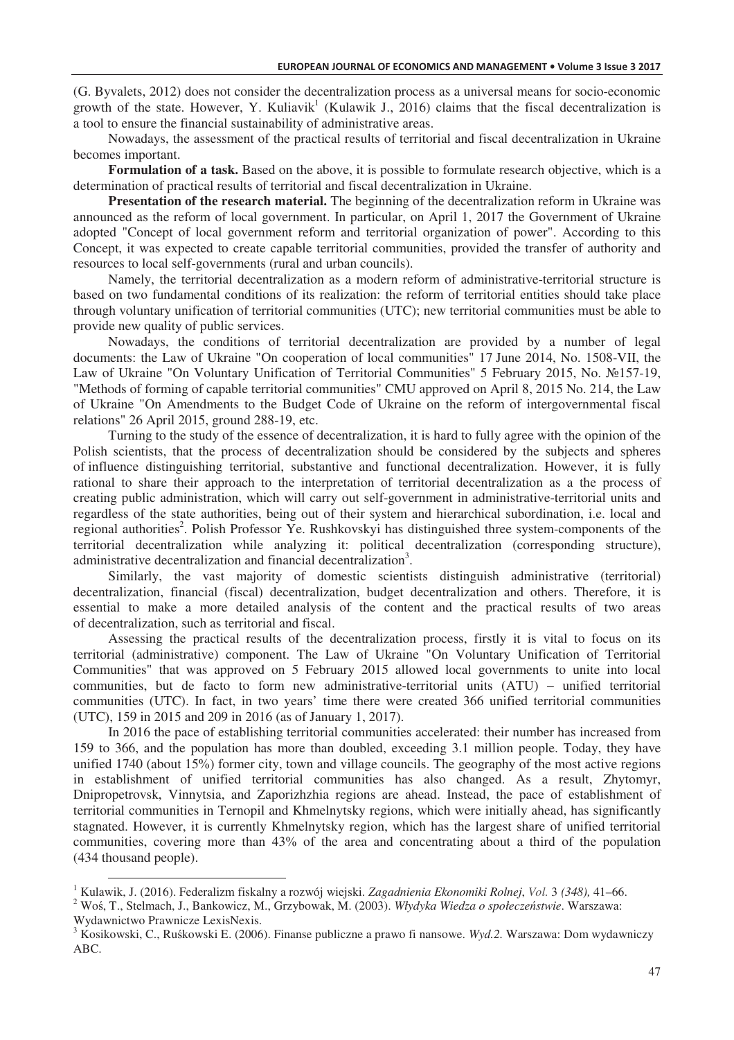(G. Byvalets, 2012) does not consider the decentralization process as a universal means for socio-economic growth of the state. However, Y. Kuliavik[1] (Kulawik J., 2016) claims that the fiscal decentralization is a tool to ensure the financial sustainability of administrative areas.

Nowadays, the assessment of the practical results of territorial and fiscal decentralization in Ukraine becomes important.

**Formulation of a task.** Based on the above, it is possible to formulate research objective, which is a determination of practical results of territorial and fiscal decentralization in Ukraine.

**Presentation of the research material.** The beginning of the decentralization reform in Ukraine was announced as the reform of local government. In particular, on April 1, 2017 the Government of Ukraine adopted "Concept of local government reform and territorial organization of power". According to this Concept, it was expected to create capable territorial communities, provided the transfer of authority and resources to local self-governments (rural and urban councils).

Namely, the territorial decentralization as a modern reform of administrative-territorial structure is based on two fundamental conditions of its realization: the reform of territorial entities should take place through voluntary unification of territorial communities (UTC); new territorial communities must be able to provide new quality of public services.

Nowadays, the conditions of territorial decentralization are provided by a number of legal documents: the Law of Ukraine "On cooperation of local communities" 17 June 2014, No. 1508-VII, the Law of Ukraine "On Voluntary Unification of Territorial Communities" 5 February 2015, No. №157-19, "Methods of forming of capable territorial communities" CMU approved on April 8, 2015 No. 214, the Law of Ukraine "On Amendments to the Budget Code of Ukraine on the reform of intergovernmental fiscal relations" 26 April 2015, ground 288-19, etc.

Turning to the study of the essence of decentralization, it is hard to fully agree with the opinion of the Polish scientists, that the process of decentralization should be considered by the subjects and spheres of influence distinguishing territorial, substantive and functional decentralization. However, it is fully rational to share their approach to the interpretation of territorial decentralization as a the process of creating public administration, which will carry out self-government in administrative-territorial units and regardless of the state authorities, being out of their system and hierarchical subordination, i.e. local and regional authorities[2]. Polish Professor Ye. Rushkovskyi has distinguished three system-components of the territorial decentralization while analyzing it: political decentralization (corresponding structure), administrative decentralization and financial decentralization[3].

Similarly, the vast majority of domestic scientists distinguish administrative (territorial) decentralization, financial (fiscal) decentralization, budget decentralization and others. Therefore, it is essential to make a more detailed analysis of the content and the practical results of two areas of decentralization, such as territorial and fiscal.

Assessing the practical results of the decentralization process, firstly it is vital to focus on its territorial (administrative) component. The Law of Ukraine "On Voluntary Unification of Territorial Communities" that was approved on 5 February 2015 allowed local governments to unite into local communities, but de facto to form new administrative-territorial units (ATU) – unified territorial communities (UTC). In fact, in two years' time there were created 366 unified territorial communities (UTC), 159 in 2015 and 209 in 2016 (as of January 1, 2017).

In 2016 the pace of establishing territorial communities accelerated: their number has increased from 159 to 366, and the population has more than doubled, exceeding 3.1 million people. Today, they have unified 1740 (about 15%) former city, town and village councils. The geography of the most active regions in establishment of unified territorial communities has also changed. As a result, Zhytomyr, Dnipropetrovsk, Vinnytsia, and Zaporizhzhia regions are ahead. Instead, the pace of establishment of territorial communities in Ternopil and Khmelnytsky regions, which were initially ahead, has significantly stagnated. However, it is currently Khmelnytsky region, which has the largest share of unified territorial communities, covering more than 43% of the area and concentrating about a third of the population (434 thousand people).

---

[1] Kulawik, J. (2016). Federalizm fiskalny a rozwój wiejski. *Zagadnienia Ekonomiki Rolnej*, *Vol.* 3 *(348),* 41–66.

[2] Woś, T., Stelmach, J., Bankowicz, M., Grzybowak, M. (2003). *Włydyka Wiedza o społeczeństwie*. Warszawa: Wydawnictwo Prawnicze LexisNexis.

[3] Kosikowski, C., Ruśkowski E. (2006). Finanse publiczne a prawo fi nansowe. *Wyd.2.* Warszawa: Dom wydawniczy ABC.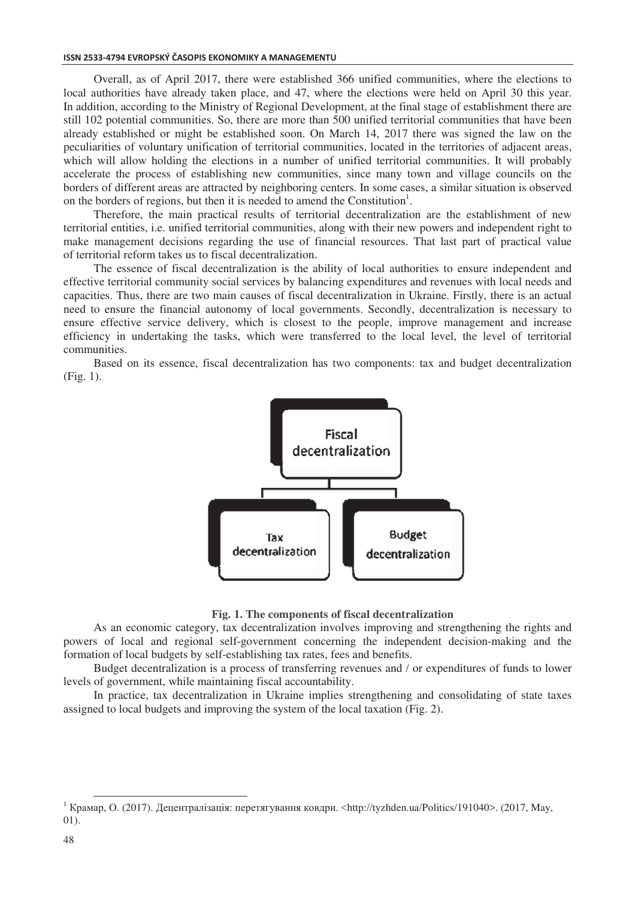Overall, as of April 2017, there were established 366 unified communities, where the elections to local authorities have already taken place, and 47, where the elections were held on April 30 this year. In addition, according to the Ministry of Regional Development, at the final stage of establishment there are still 102 potential communities. So, there are more than 500 unified territorial communities that have been already established or might be established soon. On March 14, 2017 there was signed the law on the peculiarities of voluntary unification of territorial communities, located in the territories of adjacent areas, which will allow holding the elections in a number of unified territorial communities. It will probably accelerate the process of establishing new communities, since many town and village councils on the borders of different areas are attracted by neighboring centers. In some cases, a similar situation is observed on the borders of regions, but then it is needed to amend the Constitution[1].

Therefore, the main practical results of territorial decentralization are the establishment of new territorial entities, i.e. unified territorial communities, along with their new powers and independent right to make management decisions regarding the use of financial resources. That last part of practical value of territorial reform takes us to fiscal decentralization.

The essence of fiscal decentralization is the ability of local authorities to ensure independent and effective territorial community social services by balancing expenditures and revenues with local needs and capacities. Thus, there are two main causes of fiscal decentralization in Ukraine. Firstly, there is an actual need to ensure the financial autonomy of local governments. Secondly, decentralization is necessary to ensure effective service delivery, which is closest to the people, improve management and increase efficiency in undertaking the tasks, which were transferred to the local level, the level of territorial communities.

Based on its essence, fiscal decentralization has two components: tax and budget decentralization (Fig. 1).

Fiscal decentralization

Tax decentralization

Budget decentralization

**Fig. 1. The components of fiscal decentralization**

As an economic category, tax decentralization involves improving and strengthening the rights and powers of local and regional self-government concerning the independent decision-making and the formation of local budgets by self-establishing tax rates, fees and benefits.

Budget decentralization is a process of transferring revenues and / or expenditures of funds to lower levels of government, while maintaining fiscal accountability.

In practice, tax decentralization in Ukraine implies strengthening and consolidating of state taxes assigned to local budgets and improving the system of the local taxation (Fig. 2).

---

[1] Крамар, О. (2017). Децентралізація: перетягування ковдри. <http://tyzhden.ua/Politics/191040>. (2017, May, 01).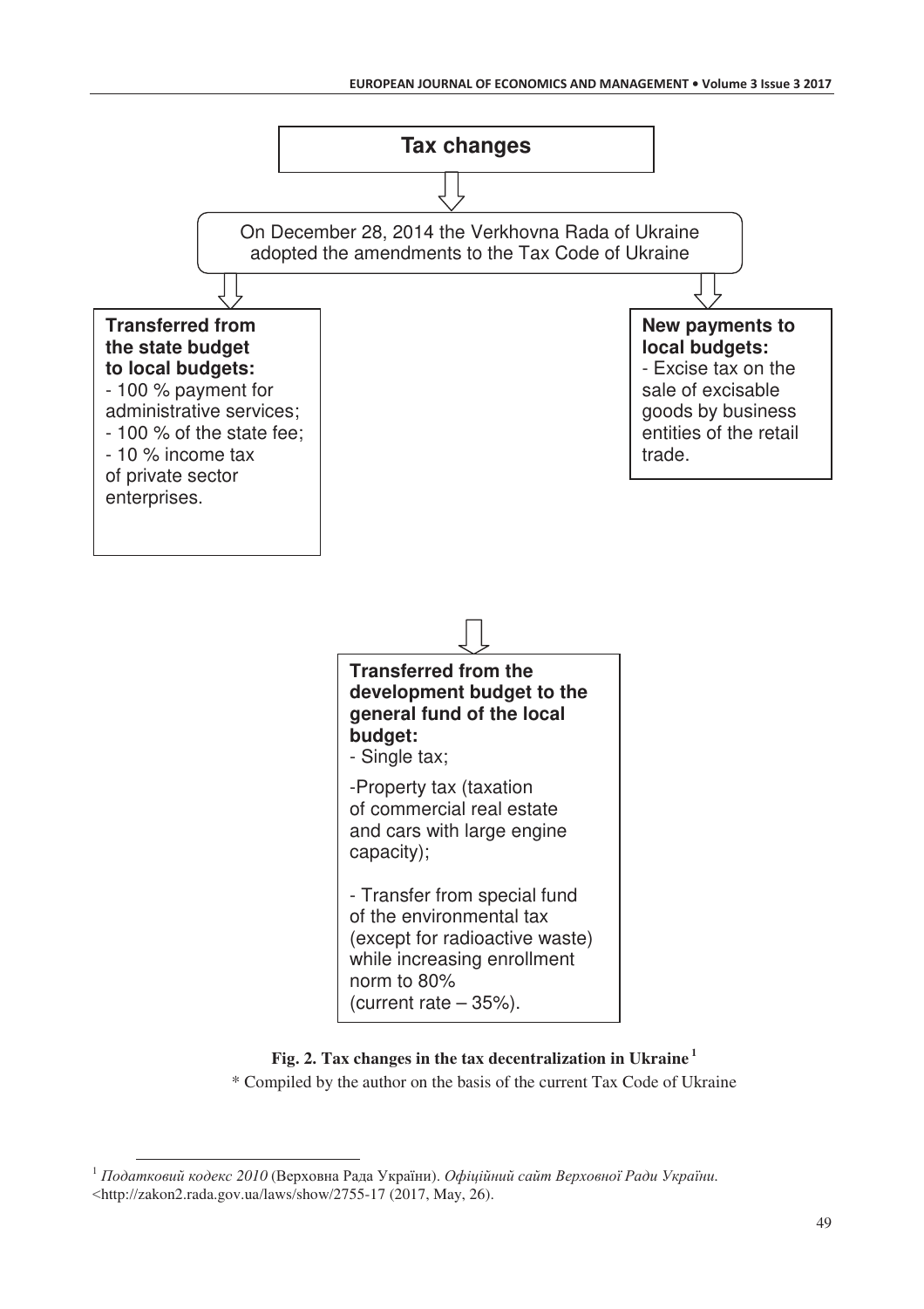**Tax changes**

On December 28, 2014 the Verkhovna Rada of Ukraine adopted the amendments to the Tax Code of Ukraine

**Transferred from the state budget to local budgets:**
- 100 % payment for administrative services;
- 100 % of the state fee;
- 10 % income tax of private sector enterprises.

**New payments to local budgets:**
- Excise tax on the sale of excisable goods by business entities of the retail trade.

**Transferred from the development budget to the general fund of the local budget:**
- Single tax;
- Property tax (taxation of commercial real estate and cars with large engine capacity);
- Transfer from special fund of the environmental tax (except for radioactive waste) while increasing enrollment norm to 80% (current rate – 35%).

**Fig. 2. Tax changes in the tax decentralization in Ukraine** [1]

\* Compiled by the author on the basis of the current Tax Code of Ukraine

[1] *Податковий кодекс 2010* (Верховна Рада України). *Офіційний сайт Верховної Ради України.* <http://zakon2.rada.gov.ua/laws/show/2755-17 (2017, May, 26).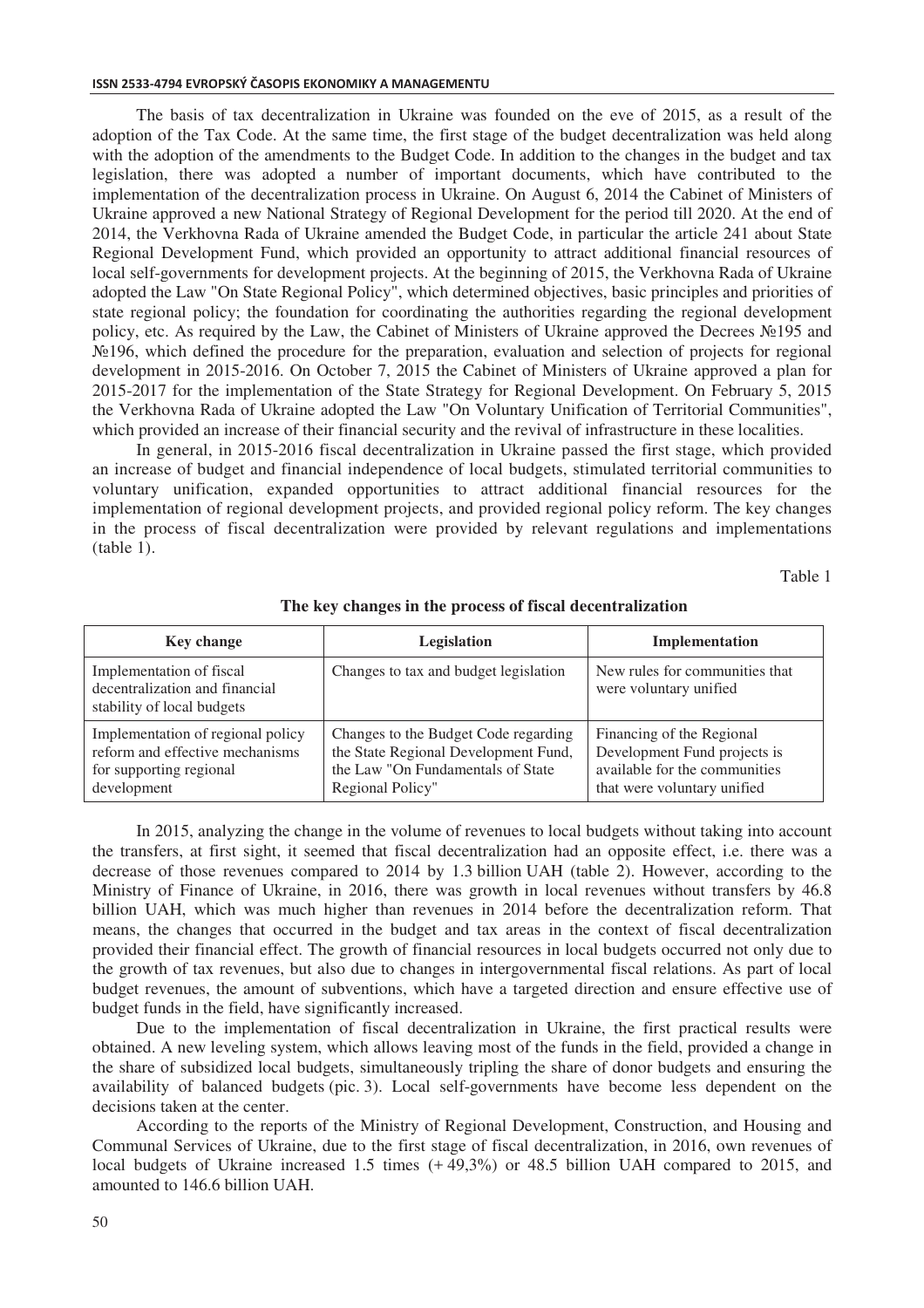The basis of tax decentralization in Ukraine was founded on the eve of 2015, as a result of the adoption of the Tax Code. At the same time, the first stage of the budget decentralization was held along with the adoption of the amendments to the Budget Code. In addition to the changes in the budget and tax legislation, there was adopted a number of important documents, which have contributed to the implementation of the decentralization process in Ukraine. On August 6, 2014 the Cabinet of Ministers of Ukraine approved a new National Strategy of Regional Development for the period till 2020. At the end of 2014, the Verkhovna Rada of Ukraine amended the Budget Code, in particular the article 241 about State Regional Development Fund, which provided an opportunity to attract additional financial resources of local self-governments for development projects. At the beginning of 2015, the Verkhovna Rada of Ukraine adopted the Law "On State Regional Policy", which determined objectives, basic principles and priorities of state regional policy; the foundation for coordinating the authorities regarding the regional development policy, etc. As required by the Law, the Cabinet of Ministers of Ukraine approved the Decrees №195 and №196, which defined the procedure for the preparation, evaluation and selection of projects for regional development in 2015-2016. On October 7, 2015 the Cabinet of Ministers of Ukraine approved a plan for 2015-2017 for the implementation of the State Strategy for Regional Development. On February 5, 2015 the Verkhovna Rada of Ukraine adopted the Law "On Voluntary Unification of Territorial Communities", which provided an increase of their financial security and the revival of infrastructure in these localities.

In general, in 2015-2016 fiscal decentralization in Ukraine passed the first stage, which provided an increase of budget and financial independence of local budgets, stimulated territorial communities to voluntary unification, expanded opportunities to attract additional financial resources for the implementation of regional development projects, and provided regional policy reform. The key changes in the process of fiscal decentralization were provided by relevant regulations and implementations (table 1).

Table 1

**The key changes in the process of fiscal decentralization**

| Key change | Legislation | Implementation |
|---|---|---|
| Implementation of fiscal decentralization and financial stability of local budgets | Changes to tax and budget legislation | New rules for communities that were voluntary unified |
| Implementation of regional policy reform and effective mechanisms for supporting regional development | Changes to the Budget Code regarding the State Regional Development Fund, the Law "On Fundamentals of State Regional Policy" | Financing of the Regional Development Fund projects is available for the communities that were voluntary unified |

In 2015, analyzing the change in the volume of revenues to local budgets without taking into account the transfers, at first sight, it seemed that fiscal decentralization had an opposite effect, i.e. there was a decrease of those revenues compared to 2014 by 1.3 billion UAH (table 2). However, according to the Ministry of Finance of Ukraine, in 2016, there was growth in local revenues without transfers by 46.8 billion UAH, which was much higher than revenues in 2014 before the decentralization reform. That means, the changes that occurred in the budget and tax areas in the context of fiscal decentralization provided their financial effect. The growth of financial resources in local budgets occurred not only due to the growth of tax revenues, but also due to changes in intergovernmental fiscal relations. As part of local budget revenues, the amount of subventions, which have a targeted direction and ensure effective use of budget funds in the field, have significantly increased.

Due to the implementation of fiscal decentralization in Ukraine, the first practical results were obtained. A new leveling system, which allows leaving most of the funds in the field, provided a change in the share of subsidized local budgets, simultaneously tripling the share of donor budgets and ensuring the availability of balanced budgets (pic. 3). Local self-governments have become less dependent on the decisions taken at the center.

According to the reports of the Ministry of Regional Development, Construction, and Housing and Communal Services of Ukraine, due to the first stage of fiscal decentralization, in 2016, own revenues of local budgets of Ukraine increased 1.5 times (+ 49,3%) or 48.5 billion UAH compared to 2015, and amounted to 146.6 billion UAH.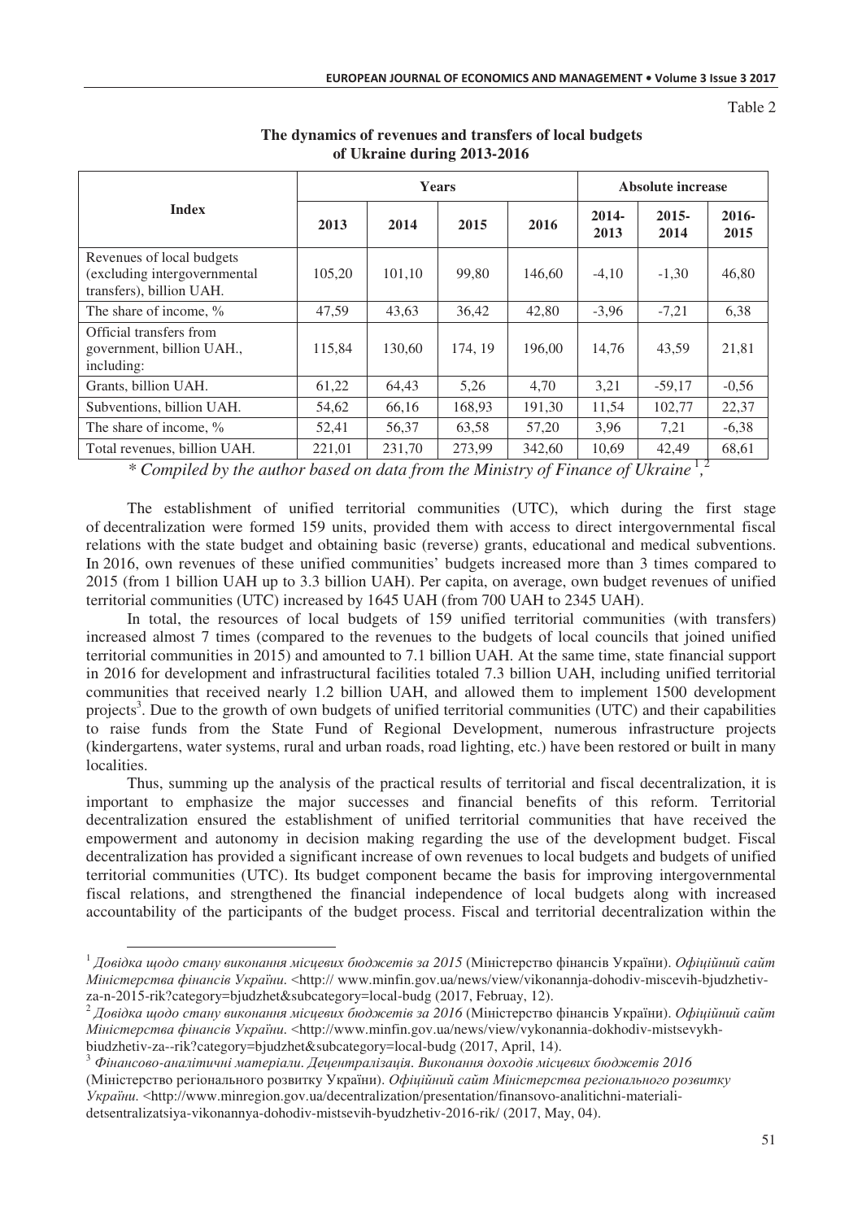Table 2

**The dynamics of revenues and transfers of local budgets of Ukraine during 2013-2016**

| Index | Years | | | | Absolute increase | | |
|---|---|---|---|---|---|---|---|
| | 2013 | 2014 | 2015 | 2016 | 2014-2013 | 2015-2014 | 2016-2015 |
| Revenues of local budgets (excluding intergovernmental transfers), billion UAH. | 105,20 | 101,10 | 99,80 | 146,60 | -4,10 | -1,30 | 46,80 |
| The share of income, % | 47,59 | 43,63 | 36,42 | 42,80 | -3,96 | -7,21 | 6,38 |
| Official transfers from government, billion UAH., including: | 115,84 | 130,60 | 174, 19 | 196,00 | 14,76 | 43,59 | 21,81 |
| Grants, billion UAH. | 61,22 | 64,43 | 5,26 | 4,70 | 3,21 | -59,17 | -0,56 |
| Subventions, billion UAH. | 54,62 | 66,16 | 168,93 | 191,30 | 11,54 | 102,77 | 22,37 |
| The share of income, % | 52,41 | 56,37 | 63,58 | 57,20 | 3,96 | 7,21 | -6,38 |
| Total revenues, billion UAH. | 221,01 | 231,70 | 273,99 | 342,60 | 10,69 | 42,49 | 68,61 |

*\* Compiled by the author based on data from the Ministry of Finance of Ukraine [1,2]*

The establishment of unified territorial communities (UTC), which during the first stage of decentralization were formed 159 units, provided them with access to direct intergovernmental fiscal relations with the state budget and obtaining basic (reverse) grants, educational and medical subventions. In 2016, own revenues of these unified communities' budgets increased more than 3 times compared to 2015 (from 1 billion UAH up to 3.3 billion UAH). Per capita, on average, own budget revenues of unified territorial communities (UTC) increased by 1645 UAH (from 700 UAH to 2345 UAH).

In total, the resources of local budgets of 159 unified territorial communities (with transfers) increased almost 7 times (compared to the revenues to the budgets of local councils that joined unified territorial communities in 2015) and amounted to 7.1 billion UAH. At the same time, state financial support in 2016 for development and infrastructural facilities totaled 7.3 billion UAH, including unified territorial communities that received nearly 1.2 billion UAH, and allowed them to implement 1500 development projects[3]. Due to the growth of own budgets of unified territorial communities (UTC) and their capabilities to raise funds from the State Fund of Regional Development, numerous infrastructure projects (kindergartens, water systems, rural and urban roads, road lighting, etc.) have been restored or built in many localities.

Thus, summing up the analysis of the practical results of territorial and fiscal decentralization, it is important to emphasize the major successes and financial benefits of this reform. Territorial decentralization ensured the establishment of unified territorial communities that have received the empowerment and autonomy in decision making regarding the use of the development budget. Fiscal decentralization has provided a significant increase of own revenues to local budgets and budgets of unified territorial communities (UTC). Its budget component became the basis for improving intergovernmental fiscal relations, and strengthened the financial independence of local budgets along with increased accountability of the participants of the budget process. Fiscal and territorial decentralization within the

---

[1] *Довідка щодо стану виконання місцевих бюджетів за 2015* (Міністерство фінансів України). *Офіційний сайт Міністерства фінансів України.* <http:// www.minfin.gov.ua/news/view/vikonannja-dohodiv-miscevih-bjudzhetiv-za-n-2015-rik?category=bjudzhet&subcategory=local-budg (2017, Februay, 12).

[2] *Довідка щодо стану виконання місцевих бюджетів за 2016* (Міністерство фінансів України). *Офіційний сайт Міністерства фінансів України.* <http://www.minfin.gov.ua/news/view/vykonannia-dokhodiv-mistsevykh-biudzhetiv-za--rik?category=bjudzhet&subcategory=local-budg (2017, April, 14).

[3] *Фінансово-аналітичні матеріали. Децентралізація. Виконання доходів місцевих бюджетів 2016* (Міністерство регіонального розвитку України). *Офіційний сайт Міністерства регіонального розвитку України.* <http://www.minregion.gov.ua/decentralization/presentation/finansovo-analitichni-materiali-detsentralizatsiya-vikonannya-dohodiv-mistsevih-byudzhetiv-2016-rik/ (2017, May, 04).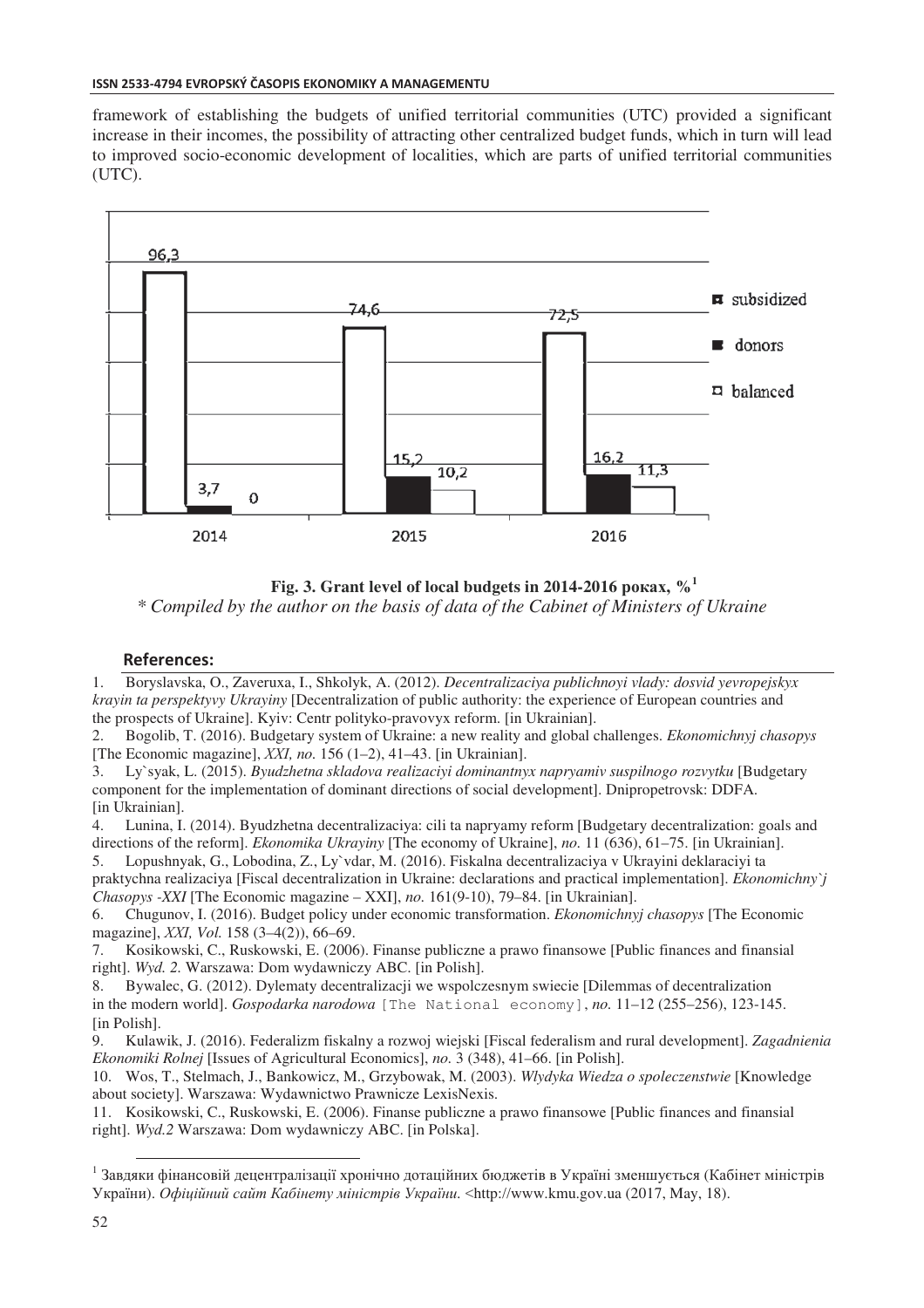framework of establishing the budgets of unified territorial communities (UTC) provided a significant increase in their incomes, the possibility of attracting other centralized budget funds, which in turn will lead to improved socio-economic development of localities, which are parts of unified territorial communities (UTC).

96,3
3,7
0
74,6
15,2
10,2
72,5
16,2
11,3
2014
2015
2016
subsidized
donors
balanced

**Fig. 3. Grant level of local budgets in 2014-2016 роках, %[1]**

*\* Compiled by the author on the basis of data of the Cabinet of Ministers of Ukraine*

## References:

1. Boryslavska, O., Zaveruxa, I., Shkolyk, A. (2012). *Decentralizaciya publichnoyi vlady: dosvid yevropejskyx krayin ta perspektyvy Ukrayiny* [Decentralization of public authority: the experience of European countries and the prospects of Ukraine]. Kyiv: Centr polityko-pravovyx reform. [in Ukrainian].
2. Bogolib, T. (2016). Budgetary system of Ukraine: a new reality and global challenges. *Ekonomichnyj chasopys* [The Economic magazine], *XXI, no.* 156 (1–2), 41–43. [in Ukrainian].
3. Ly`syak, L. (2015). *Byudzhetna skladova realizaciyi dominantnyx napryamiv suspilnogo rozvytku* [Budgetary component for the implementation of dominant directions of social development]. Dnipropetrovsk: DDFA. [in Ukrainian].
4. Lunina, I. (2014). Byudzhetna decentralizaciya: cili ta napryamy reform [Budgetary decentralization: goals and directions of the reform]. *Ekonomika Ukrayiny* [The economy of Ukraine], *no.* 11 (636), 61–75. [in Ukrainian].
5. Lopushnyak, G., Lobodina, Z., Ly`vdar, M. (2016). Fiskalna decentralizaciya v Ukrayini deklaraciyi ta praktychna realizaciya [Fiscal decentralization in Ukraine: declarations and practical implementation]. *Ekonomichny`j Chasopys -XXI* [The Economic magazine – XXI], *no.* 161(9-10), 79–84. [in Ukrainian].
6. Chugunov, I. (2016). Budget policy under economic transformation. *Ekonomichnyj chasopys* [The Economic magazine], *XXI, Vol.* 158 (3–4(2)), 66–69.
7. Kosikowski, C., Ruskowski, E. (2006). Finanse publiczne a prawo finansowe [Public finances and finansial right]. *Wyd. 2.* Warszawa: Dom wydawniczy ABC. [in Polish].
8. Bywalec, G. (2012). Dylematy decentralizacji we wspolczesnym swiecie [Dilemmas of decentralization in the modern world]. *Gospodarka narodowa* [The National economy], *no.* 11–12 (255–256), 123-145. [in Polish].
9. Kulawik, J. (2016). Federalizm fiskalny a rozwoj wiejski [Fiscal federalism and rural development]. *Zagadnienia Ekonomiki Rolnej* [Issues of Agricultural Economics], *no.* 3 (348), 41–66. [in Polish].
10. Wos, T., Stelmach, J., Bankowicz, M., Grzybowak, M. (2003). *Wlydyka Wiedza o spoleczenstwie* [Knowledge about society]. Warszawa: Wydawnictwo Prawnicze LexisNexis.
11. Kosikowski, C., Ruskowski, E. (2006). Finanse publiczne a prawo finansowe [Public finances and finansial right]. *Wyd.2* Warszawa: Dom wydawniczy ABC. [in Polska].

[1] Завдяки фінансовій децентралізації хронічно дотаційних бюджетів в Україні зменшується (Кабінет міністрів України). *Офіційний сайт Кабінету міністрів України.* <http://www.kmu.gov.ua (2017, May, 18).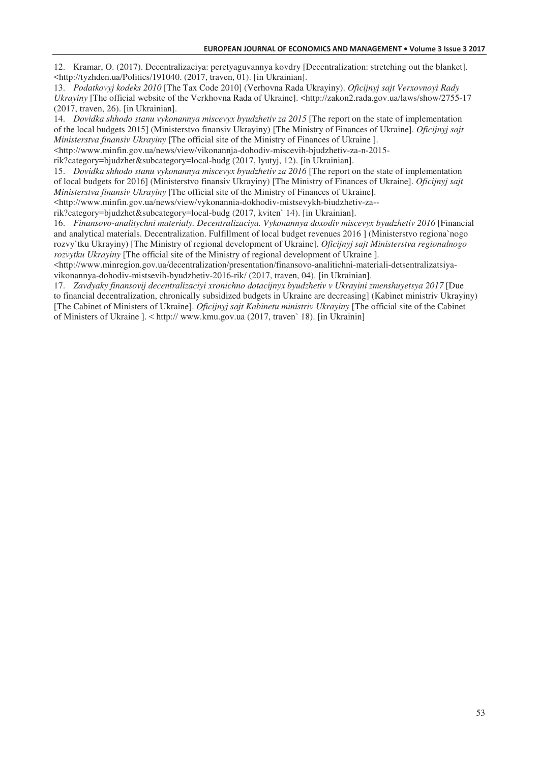12. Kramar, O. (2017). Decentralizaciya: peretyaguvannya kovdry [Decentralization: stretching out the blanket]. <http://tyzhden.ua/Politics/191040. (2017, traven, 01). [in Ukrainian].

13. *Podatkovyj kodeks 2010* [The Tax Code 2010] (Verhovna Rada Ukrayiny). *Oficijnyj sajt Verxovnoyi Rady Ukrayiny* [The official website of the Verkhovna Rada of Ukraine]. <http://zakon2.rada.gov.ua/laws/show/2755-17 (2017, traven, 26). [in Ukrainian].

14. *Dovidka shhodo stanu vykonannya miscevyx byudzhetiv za 2015* [The report on the state of implementation of the local budgets 2015] (Ministerstvo finansiv Ukrayiny) [The Ministry of Finances of Ukraine]. *Oficijnyj sajt Ministerstva finansiv Ukrayiny* [The official site of the Ministry of Finances of Ukraine ]. <http://www.minfin.gov.ua/news/view/vikonannja-dohodiv-miscevih-bjudzhetiv-za-n-2015-rik?category=bjudzhet&subcategory=local-budg (2017, lyutyj, 12). [in Ukrainian].

15. *Dovidka shhodo stanu vykonannya miscevyx byudzhetiv za 2016* [The report on the state of implementation of local budgets for 2016] (Ministerstvo finansiv Ukrayiny) [The Ministry of Finances of Ukraine]. *Oficijnyj sajt Ministerstva finansiv Ukrayiny* [The official site of the Ministry of Finances of Ukraine]. <http://www.minfin.gov.ua/news/view/vykonannia-dokhodiv-mistsevykh-biudzhetiv-za--rik?category=bjudzhet&subcategory=local-budg (2017, kviten` 14). [in Ukrainian].

16. *Finansovo-analitychni materialy. Decentralizaciya. Vykonannya doxodiv miscevyx byudzhetiv 2016* [Financial and analytical materials. Decentralization. Fulfillment of local budget revenues 2016 ] (Ministerstvo regiona`nogo rozvy`tku Ukrayiny) [The Ministry of regional development of Ukraine]. *Oficijnyj sajt Ministerstva regionalnogo rozvytku Ukrayiny* [The official site of the Ministry of regional development of Ukraine ]. <http://www.minregion.gov.ua/decentralization/presentation/finansovo-analitichni-materiali-detsentralizatsiya-vikonannya-dohodiv-mistsevih-byudzhetiv-2016-rik/ (2017, traven, 04). [in Ukrainian].

17. *Zavdyaky finansovij decentralizaciyi xronichno dotacijnyx byudzhetiv v Ukrayini zmenshuyetsya 2017* [Due to financial decentralization, chronically subsidized budgets in Ukraine are decreasing] (Kabinet ministriv Ukrayiny) [The Cabinet of Ministers of Ukraine]. *Oficijnyj sajt Kabinetu ministriv Ukrayiny* [The official site of the Cabinet of Ministers of Ukraine ]. < http:// www.kmu.gov.ua (2017, traven` 18). [in Ukrainin]